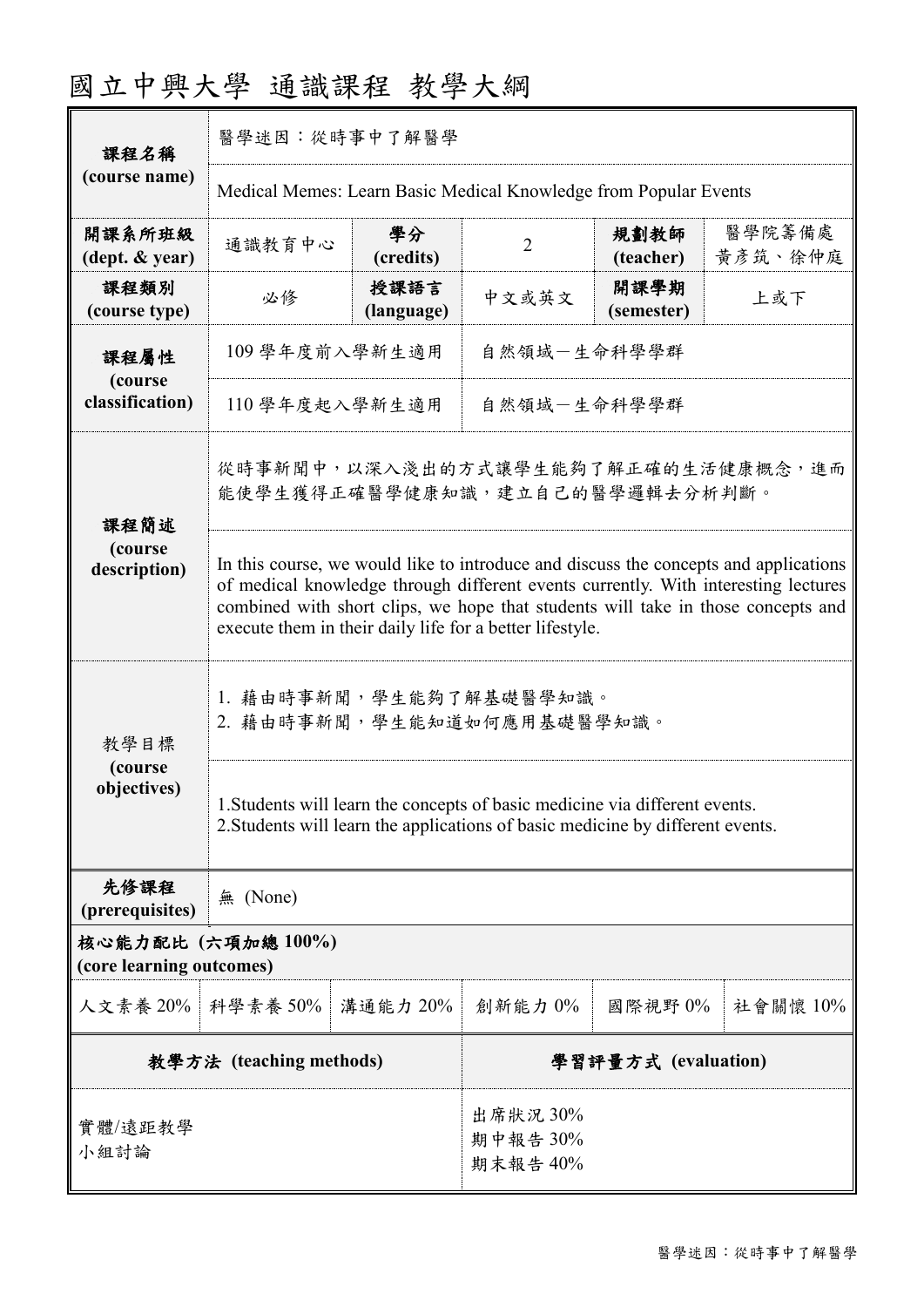# 國立中興大學 通識課程 教學大綱

| 課程名稱 (course name) | 醫學迷因：從時事中了解醫學 | | | | |
|---|---|---|---|---|---|
| | Medical Memes: Learn Basic Medical Knowledge from Popular Events | | | | |
| 開課系所班級 (dept. & year) | 通識教育中心 | 學分 (credits) | 2 | 規劃教師 (teacher) | 醫學院籌備處 黃彥筑、徐仲庭 |
| 課程類別 (course type) | 必修 | 授課語言 (language) | 中文或英文 | 開課學期 (semester) | 上或下 |
| 課程屬性 (course classification) | 109 學年度前入學新生適用 | | 自然領域－生命科學學群 | | |
| | 110 學年度起入學新生適用 | | 自然領域－生命科學學群 | | |
| 課程簡述 (course description) | 從時事新聞中，以深入淺出的方式讓學生能夠了解正確的生活健康概念，進而能使學生獲得正確醫學健康知識，建立自己的醫學邏輯去分析判斷。 | | | | |
| | In this course, we would like to introduce and discuss the concepts and applications of medical knowledge through different events currently. With interesting lectures combined with short clips, we hope that students will take in those concepts and execute them in their daily life for a better lifestyle. | | | | |
| 教學目標 (course objectives) | 1. 藉由時事新聞，學生能夠了解基礎醫學知識。<br>2. 藉由時事新聞，學生能知道如何應用基礎醫學知識。 | | | | |
| | 1.Students will learn the concepts of basic medicine via different events.<br>2.Students will learn the applications of basic medicine by different events. | | | | |
| 先修課程 (prerequisites) | 無 (None) | | | | |

**核心能力配比 (六項加總 100%) (core learning outcomes)**

| 人文素養 20% | 科學素養 50% | 溝通能力 20% | 創新能力 0% | 國際視野 0% | 社會關懷 10% |
|---|---|---|---|---|---|

| 教學方法 (teaching methods) | 學習評量方式 (evaluation) |
|---|---|
| 實體/遠距教學<br>小組討論 | 出席狀況 30%<br>期中報告 30%<br>期末報告 40% |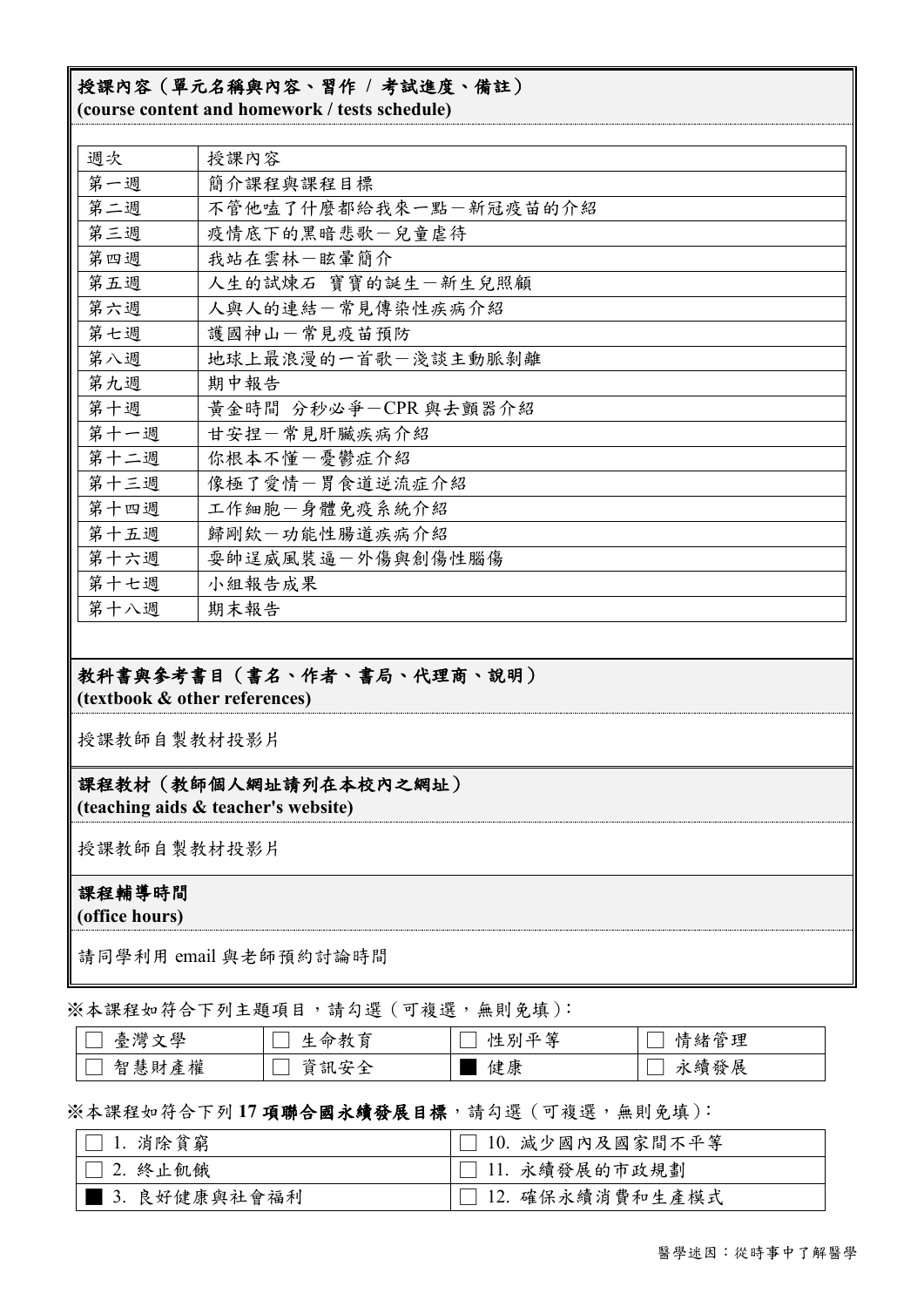**授課內容（單元名稱與內容、習作 / 考試進度、備註）**
**(course content and homework / tests schedule)**

| 週次 | 授課內容 |
| --- | --- |
| 第一週 | 簡介課程與課程目標 |
| 第二週 | 不管他嗑了什麼都給我來一點－新冠疫苗的介紹 |
| 第三週 | 疫情底下的黑暗悲歌－兒童虐待 |
| 第四週 | 我站在雲林－眩暈簡介 |
| 第五週 | 人生的試煉石 寶寶的誕生－新生兒照顧 |
| 第六週 | 人與人的連結－常見傳染性疾病介紹 |
| 第七週 | 護國神山－常見疫苗預防 |
| 第八週 | 地球上最浪漫的一首歌－淺談主動脈剝離 |
| 第九週 | 期中報告 |
| 第十週 | 黃金時間 分秒必爭－CPR 與去顫器介紹 |
| 第十一週 | 甘安捏－常見肝臟疾病介紹 |
| 第十二週 | 你根本不懂－憂鬱症介紹 |
| 第十三週 | 像極了愛情－胃食道逆流症介紹 |
| 第十四週 | 工作細胞－身體免疫系統介紹 |
| 第十五週 | 歸剛欸－功能性腸道疾病介紹 |
| 第十六週 | 耍帥逞威風裝逼－外傷與創傷性腦傷 |
| 第十七週 | 小組報告成果 |
| 第十八週 | 期末報告 |

**教科書與參考書目（書名、作者、書局、代理商、說明）**
**(textbook & other references)**

授課教師自製教材投影片

**課程教材（教師個人網址請列在本校內之網址）**
**(teaching aids & teacher's website)**

授課教師自製教材投影片

**課程輔導時間**
**(office hours)**

請同學利用 email 與老師預約討論時間

※本課程如符合下列主題項目，請勾選（可複選，無則免填）：

| | | | |
| --- | --- | --- | --- |
| ☐ 臺灣文學 | ☐ 生命教育 | ☐ 性別平等 | ☐ 情緒管理 |
| ☐ 智慧財產權 | ☐ 資訊安全 | ■ 健康 | ☐ 永續發展 |

※本課程如符合下列 **17 項聯合國永續發展目標**，請勾選（可複選，無則免填）：

| | |
| --- | --- |
| ☐ 1. 消除貧窮 | ☐ 10. 減少國內及國家間不平等 |
| ☐ 2. 終止飢餓 | ☐ 11. 永續發展的市政規劃 |
| ■ 3. 良好健康與社會福利 | ☐ 12. 確保永續消費和生產模式 |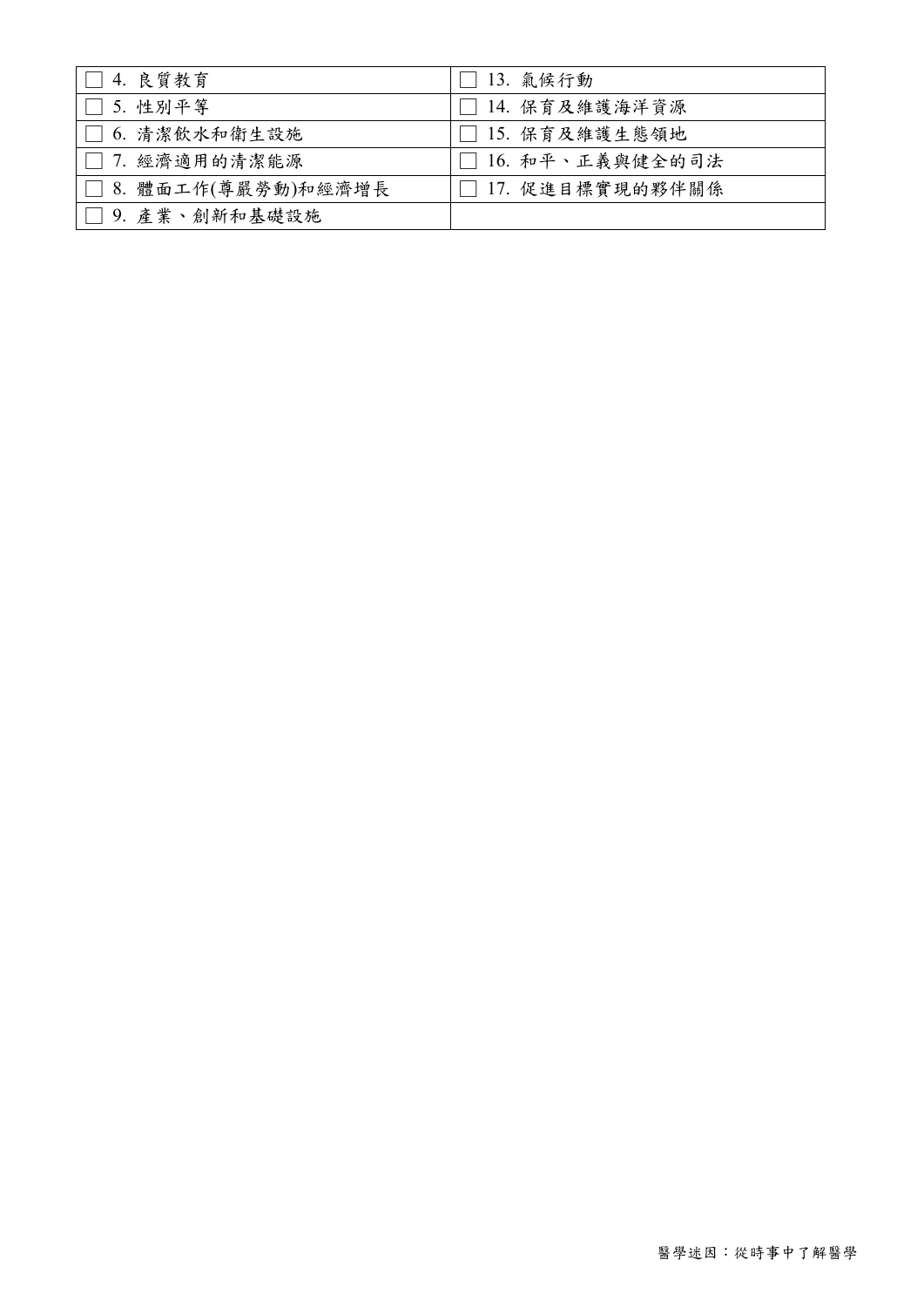| | |
|---|---|
| ☐ 4. 良質教育 | ☐ 13. 氣候行動 |
| ☐ 5. 性別平等 | ☐ 14. 保育及維護海洋資源 |
| ☐ 6. 清潔飲水和衛生設施 | ☐ 15. 保育及維護生態領地 |
| ☐ 7. 經濟適用的清潔能源 | ☐ 16. 和平、正義與健全的司法 |
| ☐ 8. 體面工作(尊嚴勞動)和經濟增長 | ☐ 17. 促進目標實現的夥伴關係 |
| ☐ 9. 產業、創新和基礎設施 | |